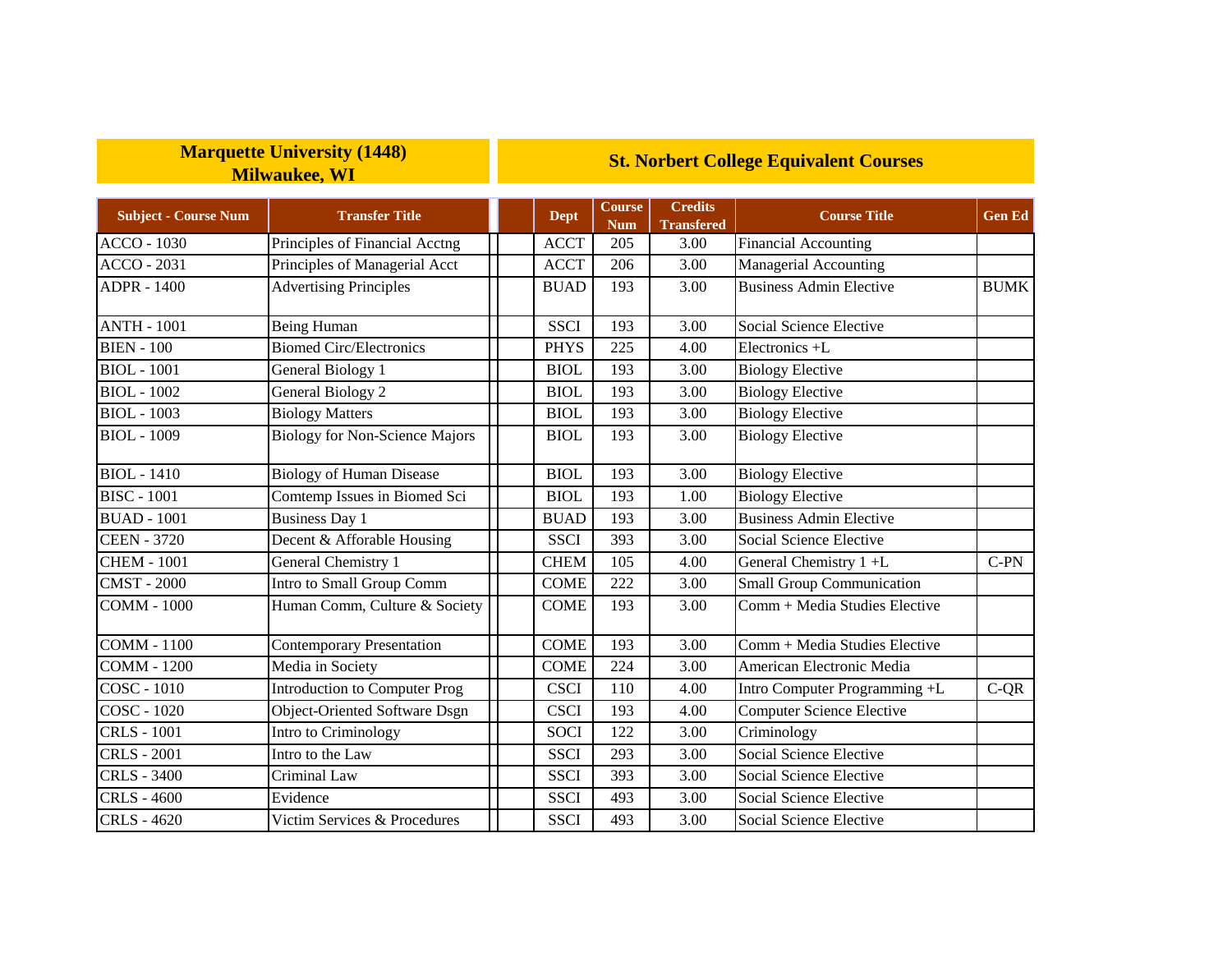| Marquette University (1448) Milwaukee, WI | | St. Norbert College Equivalent Courses | | | | |
|---|---|---|---|---|---|---|
| **Subject - Course Num** | **Transfer Title** | **Dept** | **Course Num** | **Credits Transfered** | **Course Title** | **Gen Ed** |
| ACCO - 1030 | Principles of Financial Acctng | ACCT | 205 | 3.00 | Financial Accounting | |
| ACCO - 2031 | Principles of Managerial Acct | ACCT | 206 | 3.00 | Managerial Accounting | |
| ADPR - 1400 | Advertising Principles | BUAD | 193 | 3.00 | Business Admin Elective | BUMK |
| ANTH - 1001 | Being Human | SSCI | 193 | 3.00 | Social Science Elective | |
| BIEN - 100 | Biomed Circ/Electronics | PHYS | 225 | 4.00 | Electronics +L | |
| BIOL - 1001 | General Biology 1 | BIOL | 193 | 3.00 | Biology Elective | |
| BIOL - 1002 | General Biology 2 | BIOL | 193 | 3.00 | Biology Elective | |
| BIOL - 1003 | Biology Matters | BIOL | 193 | 3.00 | Biology Elective | |
| BIOL - 1009 | Biology for Non-Science Majors | BIOL | 193 | 3.00 | Biology Elective | |
| BIOL - 1410 | Biology of Human Disease | BIOL | 193 | 3.00 | Biology Elective | |
| BISC - 1001 | Comtemp Issues in Biomed Sci | BIOL | 193 | 1.00 | Biology Elective | |
| BUAD - 1001 | Business Day 1 | BUAD | 193 | 3.00 | Business Admin Elective | |
| CEEN - 3720 | Decent & Afforable Housing | SSCI | 393 | 3.00 | Social Science Elective | |
| CHEM - 1001 | General Chemistry 1 | CHEM | 105 | 4.00 | General Chemistry 1 +L | C-PN |
| CMST - 2000 | Intro to Small Group Comm | COME | 222 | 3.00 | Small Group Communication | |
| COMM - 1000 | Human Comm, Culture & Society | COME | 193 | 3.00 | Comm + Media Studies Elective | |
| COMM - 1100 | Contemporary Presentation | COME | 193 | 3.00 | Comm + Media Studies Elective | |
| COMM - 1200 | Media in Society | COME | 224 | 3.00 | American Electronic Media | |
| COSC - 1010 | Introduction to Computer Prog | CSCI | 110 | 4.00 | Intro Computer Programming +L | C-QR |
| COSC - 1020 | Object-Oriented Software Dsgn | CSCI | 193 | 4.00 | Computer Science Elective | |
| CRLS - 1001 | Intro to Criminology | SOCI | 122 | 3.00 | Criminology | |
| CRLS - 2001 | Intro to the Law | SSCI | 293 | 3.00 | Social Science Elective | |
| CRLS - 3400 | Criminal Law | SSCI | 393 | 3.00 | Social Science Elective | |
| CRLS - 4600 | Evidence | SSCI | 493 | 3.00 | Social Science Elective | |
| CRLS - 4620 | Victim Services & Procedures | SSCI | 493 | 3.00 | Social Science Elective | |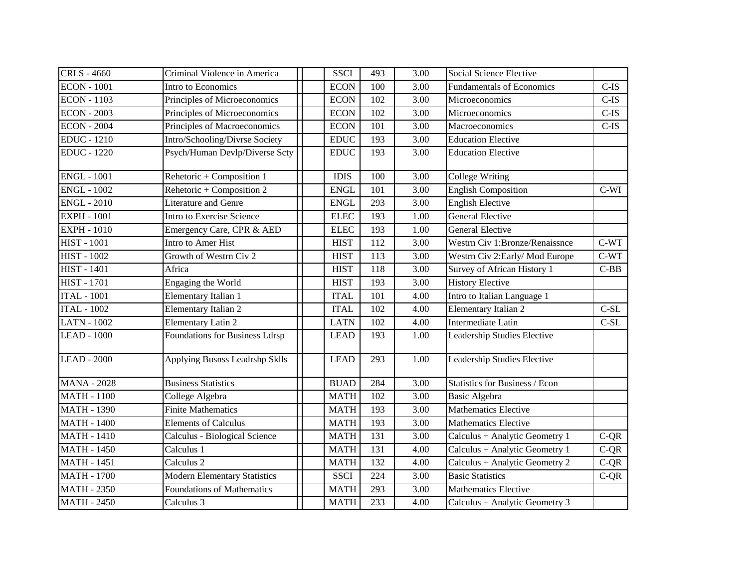| | | | | | | | |
|---|---|---|---|---|---|---|---|
| CRLS - 4660 | Criminal Violence in America | | SSCI | 493 | 3.00 | Social Science Elective | |
| ECON - 1001 | Intro to Economics | | ECON | 100 | 3.00 | Fundamentals of Economics | C-IS |
| ECON - 1103 | Principles of Microeconomics | | ECON | 102 | 3.00 | Microeconomics | C-IS |
| ECON - 2003 | Principles of Microeconomics | | ECON | 102 | 3.00 | Microeconomics | C-IS |
| ECON - 2004 | Principles of Macroeconomics | | ECON | 101 | 3.00 | Macroeconomics | C-IS |
| EDUC - 1210 | Intro/Schooling/Divrse Society | | EDUC | 193 | 3.00 | Education Elective | |
| EDUC - 1220 | Psych/Human Devlp/Diverse Scty | | EDUC | 193 | 3.00 | Education Elective | |
| ENGL - 1001 | Rehetoric + Composition 1 | | IDIS | 100 | 3.00 | College Writing | |
| ENGL - 1002 | Rehetoric + Composition 2 | | ENGL | 101 | 3.00 | English Composition | C-WI |
| ENGL - 2010 | Literature and Genre | | ENGL | 293 | 3.00 | English Elective | |
| EXPH - 1001 | Intro to Exercise Science | | ELEC | 193 | 1.00 | General Elective | |
| EXPH - 1010 | Emergency Care, CPR & AED | | ELEC | 193 | 1.00 | General Elective | |
| HIST - 1001 | Intro to Amer Hist | | HIST | 112 | 3.00 | Westrn Civ 1:Bronze/Renaissnce | C-WT |
| HIST - 1002 | Growth of Westrn Civ 2 | | HIST | 113 | 3.00 | Westrn Civ 2:Early/ Mod Europe | C-WT |
| HIST - 1401 | Africa | | HIST | 118 | 3.00 | Survey of African History 1 | C-BB |
| HIST - 1701 | Engaging the World | | HIST | 193 | 3.00 | History Elective | |
| ITAL - 1001 | Elementary Italian 1 | | ITAL | 101 | 4.00 | Intro to Italian Language 1 | |
| ITAL - 1002 | Elementary Italian 2 | | ITAL | 102 | 4.00 | Elementary Italian 2 | C-SL |
| LATN - 1002 | Elementary Latin 2 | | LATN | 102 | 4.00 | Intermediate Latin | C-SL |
| LEAD - 1000 | Foundations for Business Ldrsp | | LEAD | 193 | 1.00 | Leadership Studies Elective | |
| LEAD - 2000 | Applying Busnss Leadrshp Sklls | | LEAD | 293 | 1.00 | Leadership Studies Elective | |
| MANA - 2028 | Business Statistics | | BUAD | 284 | 3.00 | Statistics for Business / Econ | |
| MATH - 1100 | College Algebra | | MATH | 102 | 3.00 | Basic Algebra | |
| MATH - 1390 | Finite Mathematics | | MATH | 193 | 3.00 | Mathematics Elective | |
| MATH - 1400 | Elements of Calculus | | MATH | 193 | 3.00 | Mathematics Elective | |
| MATH - 1410 | Calculus - Biological Science | | MATH | 131 | 3.00 | Calculus + Analytic Geometry 1 | C-QR |
| MATH - 1450 | Calculus 1 | | MATH | 131 | 4.00 | Calculus + Analytic Geometry 1 | C-QR |
| MATH - 1451 | Calculus 2 | | MATH | 132 | 4.00 | Calculus + Analytic Geometry 2 | C-QR |
| MATH - 1700 | Modern Elementary Statistics | | SSCI | 224 | 3.00 | Basic Statistics | C-QR |
| MATH - 2350 | Foundations of Mathematics | | MATH | 293 | 3.00 | Mathematics Elective | |
| MATH - 2450 | Calculus 3 | | MATH | 233 | 4.00 | Calculus + Analytic Geometry 3 | |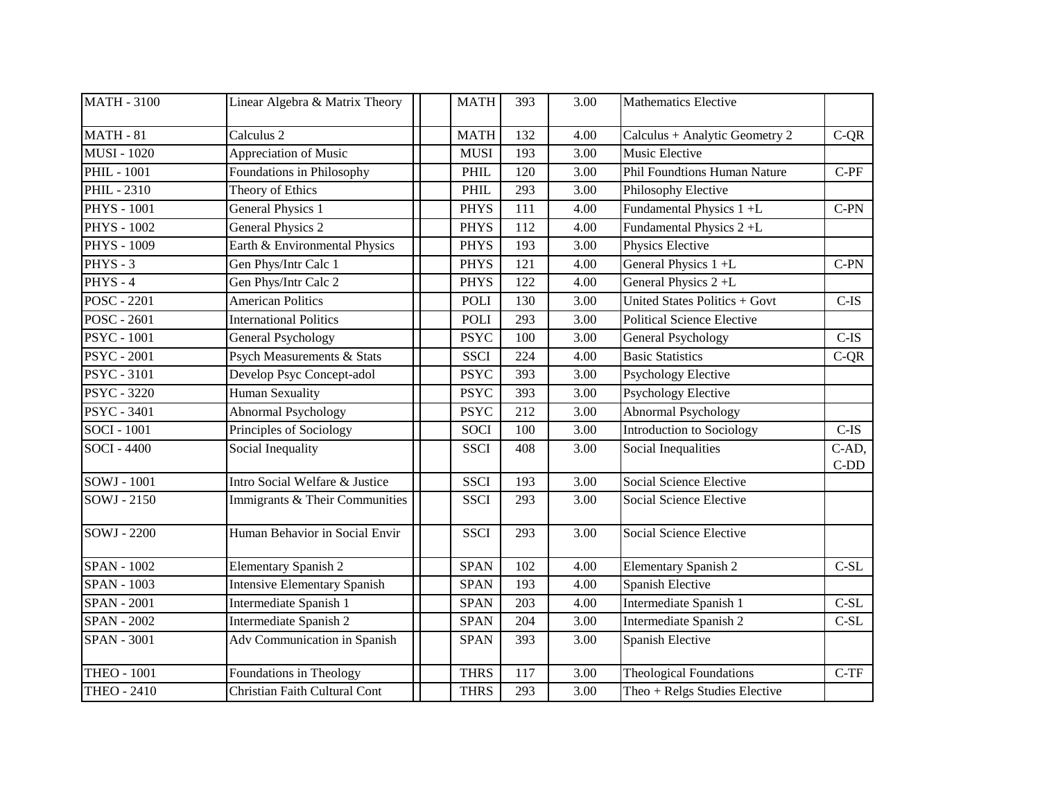| | | | | | | | |
|---|---|---|---|---|---|---|---|
| MATH - 3100 | Linear Algebra & Matrix Theory | | MATH | 393 | 3.00 | Mathematics Elective | |
| MATH - 81 | Calculus 2 | | MATH | 132 | 4.00 | Calculus + Analytic Geometry 2 | C-QR |
| MUSI - 1020 | Appreciation of Music | | MUSI | 193 | 3.00 | Music Elective | |
| PHIL - 1001 | Foundations in Philosophy | | PHIL | 120 | 3.00 | Phil Foundtions Human Nature | C-PF |
| PHIL - 2310 | Theory of Ethics | | PHIL | 293 | 3.00 | Philosophy Elective | |
| PHYS - 1001 | General Physics 1 | | PHYS | 111 | 4.00 | Fundamental Physics 1 +L | C-PN |
| PHYS - 1002 | General Physics 2 | | PHYS | 112 | 4.00 | Fundamental Physics 2 +L | |
| PHYS - 1009 | Earth & Environmental Physics | | PHYS | 193 | 3.00 | Physics Elective | |
| PHYS - 3 | Gen Phys/Intr Calc 1 | | PHYS | 121 | 4.00 | General Physics 1 +L | C-PN |
| PHYS - 4 | Gen Phys/Intr Calc 2 | | PHYS | 122 | 4.00 | General Physics 2 +L | |
| POSC - 2201 | American Politics | | POLI | 130 | 3.00 | United States Politics + Govt | C-IS |
| POSC - 2601 | International Politics | | POLI | 293 | 3.00 | Political Science Elective | |
| PSYC - 1001 | General Psychology | | PSYC | 100 | 3.00 | General Psychology | C-IS |
| PSYC - 2001 | Psych Measurements & Stats | | SSCI | 224 | 4.00 | Basic Statistics | C-QR |
| PSYC - 3101 | Develop Psyc Concept-adol | | PSYC | 393 | 3.00 | Psychology Elective | |
| PSYC - 3220 | Human Sexuality | | PSYC | 393 | 3.00 | Psychology Elective | |
| PSYC - 3401 | Abnormal Psychology | | PSYC | 212 | 3.00 | Abnormal Psychology | |
| SOCI - 1001 | Principles of Sociology | | SOCI | 100 | 3.00 | Introduction to Sociology | C-IS |
| SOCI - 4400 | Social Inequality | | SSCI | 408 | 3.00 | Social Inequalities | C-AD, C-DD |
| SOWJ - 1001 | Intro Social Welfare & Justice | | SSCI | 193 | 3.00 | Social Science Elective | |
| SOWJ - 2150 | Immigrants & Their Communities | | SSCI | 293 | 3.00 | Social Science Elective | |
| SOWJ - 2200 | Human Behavior in Social Envir | | SSCI | 293 | 3.00 | Social Science Elective | |
| SPAN - 1002 | Elementary Spanish 2 | | SPAN | 102 | 4.00 | Elementary Spanish 2 | C-SL |
| SPAN - 1003 | Intensive Elementary Spanish | | SPAN | 193 | 4.00 | Spanish Elective | |
| SPAN - 2001 | Intermediate Spanish 1 | | SPAN | 203 | 4.00 | Intermediate Spanish 1 | C-SL |
| SPAN - 2002 | Intermediate Spanish 2 | | SPAN | 204 | 3.00 | Intermediate Spanish 2 | C-SL |
| SPAN - 3001 | Adv Communication in Spanish | | SPAN | 393 | 3.00 | Spanish Elective | |
| THEO - 1001 | Foundations in Theology | | THRS | 117 | 3.00 | Theological Foundations | C-TF |
| THEO - 2410 | Christian Faith Cultural Cont | | THRS | 293 | 3.00 | Theo + Relgs Studies Elective | |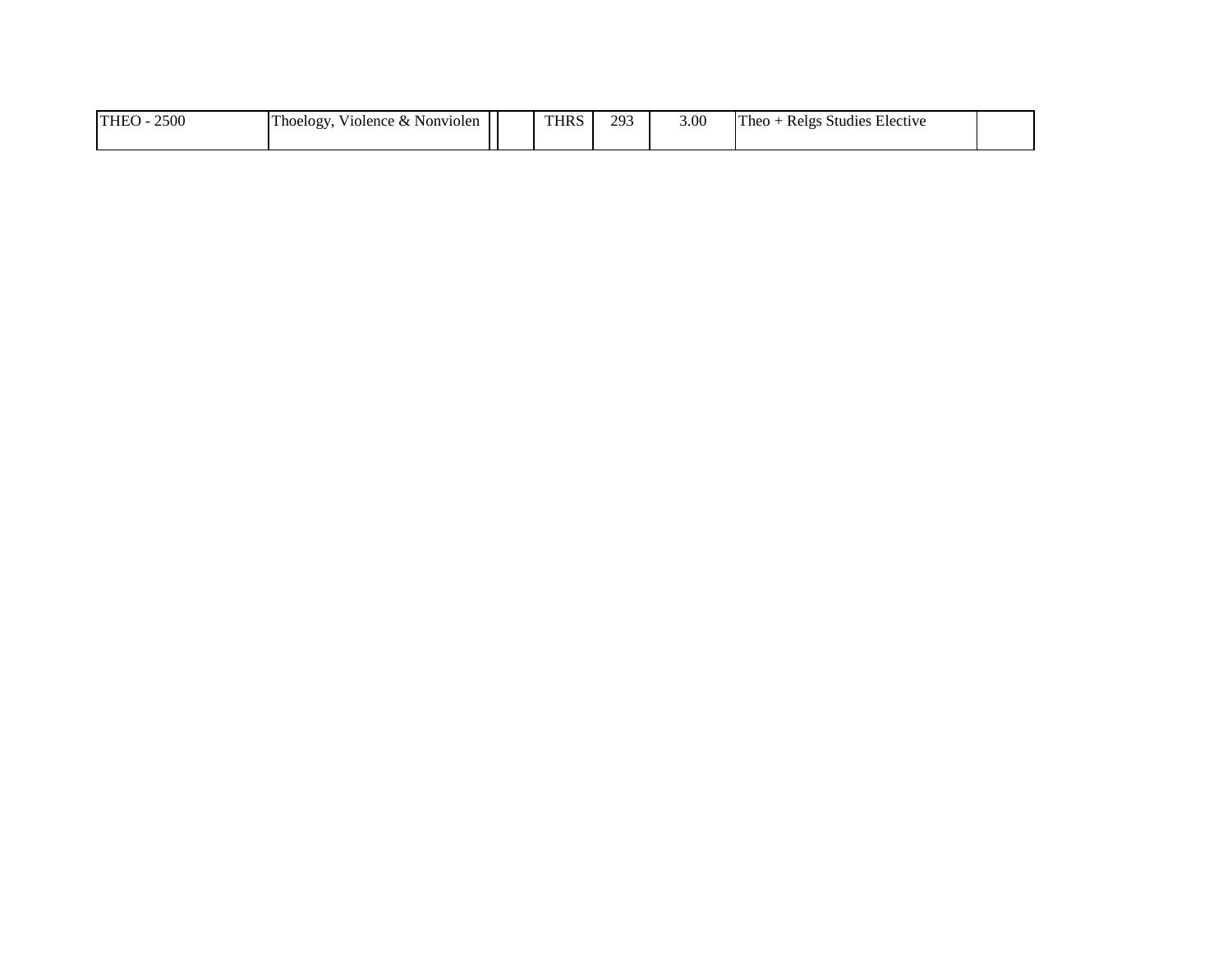| | | | | | | | | |
|---|---|---|---|---|---|---|---|---|
| THEO - 2500 | Thoelogy, Violence & Nonviolen | | | THRS | 293 | 3.00 | Theo + Relgs Studies Elective | |